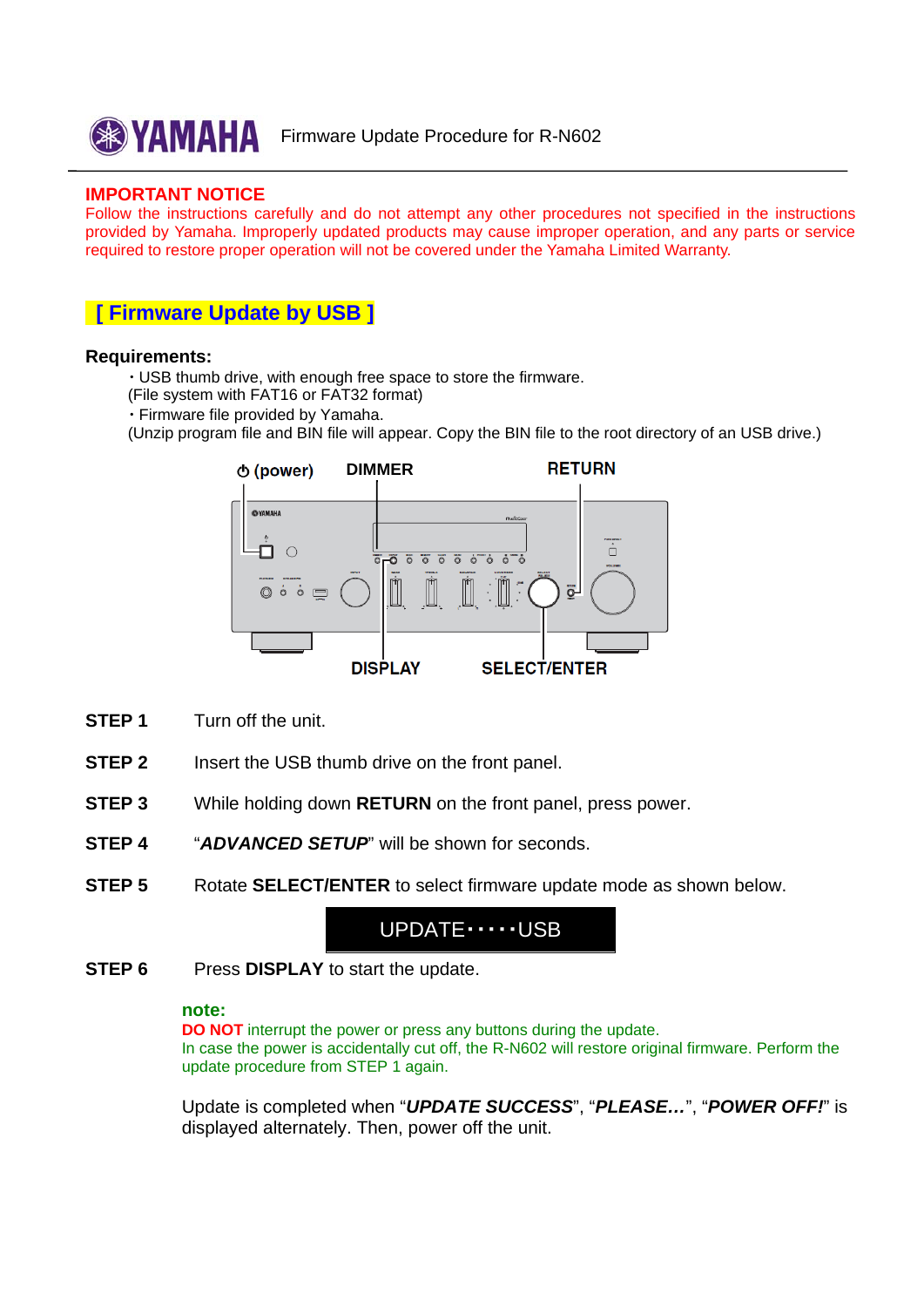YAMAHA Firmware Update Procedure for R-N602

**IMPORTANT NOTICE**

Follow the instructions carefully and do not attempt any other procedures not specified in the instructions provided by Yamaha. Improperly updated products may cause improper operation, and any parts or service required to restore proper operation will not be covered under the Yamaha Limited Warranty.

## [ Firmware Update by USB ]

**Requirements:**

・USB thumb drive, with enough free space to store the firmware.
(File system with FAT16 or FAT32 format)

・Firmware file provided by Yamaha.
(Unzip program file and BIN file will appear. Copy the BIN file to the root directory of an USB drive.)

⏻ (power) DIMMER RETURN

DISPLAY SELECT/ENTER

**STEP 1** Turn off the unit.

**STEP 2** Insert the USB thumb drive on the front panel.

**STEP 3** While holding down **RETURN** on the front panel, press power.

**STEP 4** "***ADVANCED SETUP***" will be shown for seconds.

**STEP 5** Rotate **SELECT/ENTER** to select firmware update mode as shown below.

UPDATE･････USB

**STEP 6** Press **DISPLAY** to start the update.

**note:**
**DO NOT** interrupt the power or press any buttons during the update.
In case the power is accidentally cut off, the R-N602 will restore original firmware. Perform the update procedure from STEP 1 again.

Update is completed when "***UPDATE SUCCESS***", "***PLEASE…***", "***POWER OFF!***" is displayed alternately. Then, power off the unit.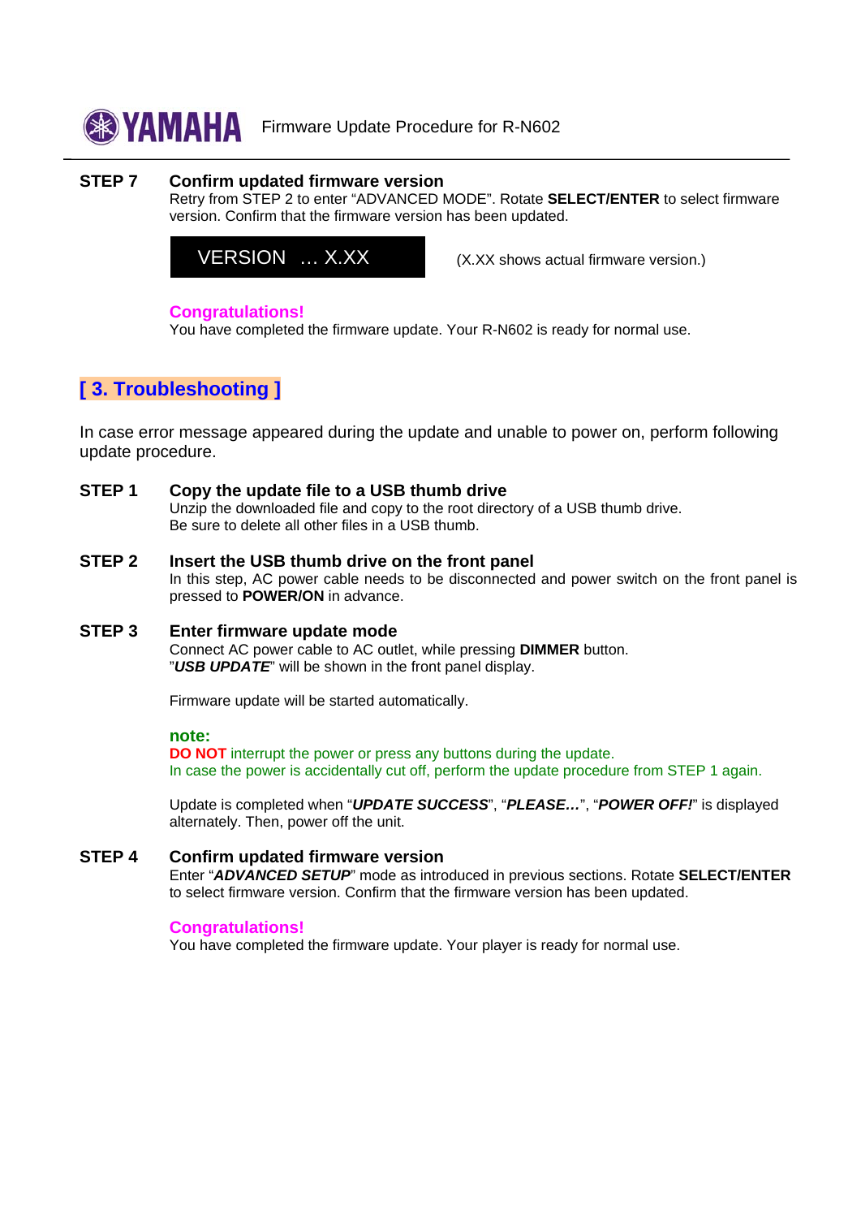**STEP 7 Confirm updated firmware version**

Retry from STEP 2 to enter “ADVANCED MODE”. Rotate **SELECT/ENTER** to select firmware version. Confirm that the firmware version has been updated.

```
VERSION … X.XX
```

(X.XX shows actual firmware version.)

**Congratulations!**

You have completed the firmware update. Your R-N602 is ready for normal use.

## [ 3. Troubleshooting ]

In case error message appeared during the update and unable to power on, perform following update procedure.

**STEP 1 Copy the update file to a USB thumb drive**

Unzip the downloaded file and copy to the root directory of a USB thumb drive.
Be sure to delete all other files in a USB thumb.

**STEP 2 Insert the USB thumb drive on the front panel**

In this step, AC power cable needs to be disconnected and power switch on the front panel is pressed to **POWER/ON** in advance.

**STEP 3 Enter firmware update mode**

Connect AC power cable to AC outlet, while pressing **DIMMER** button.
”***USB UPDATE***” will be shown in the front panel display.

Firmware update will be started automatically.

**note:**
**DO NOT** interrupt the power or press any buttons during the update.
In case the power is accidentally cut off, perform the update procedure from STEP 1 again.

Update is completed when “***UPDATE SUCCESS***”, “***PLEASE…***”, “***POWER OFF!***” is displayed alternately. Then, power off the unit.

**STEP 4 Confirm updated firmware version**

Enter “***ADVANCED SETUP***” mode as introduced in previous sections. Rotate **SELECT/ENTER** to select firmware version. Confirm that the firmware version has been updated.

**Congratulations!**

You have completed the firmware update. Your player is ready for normal use.